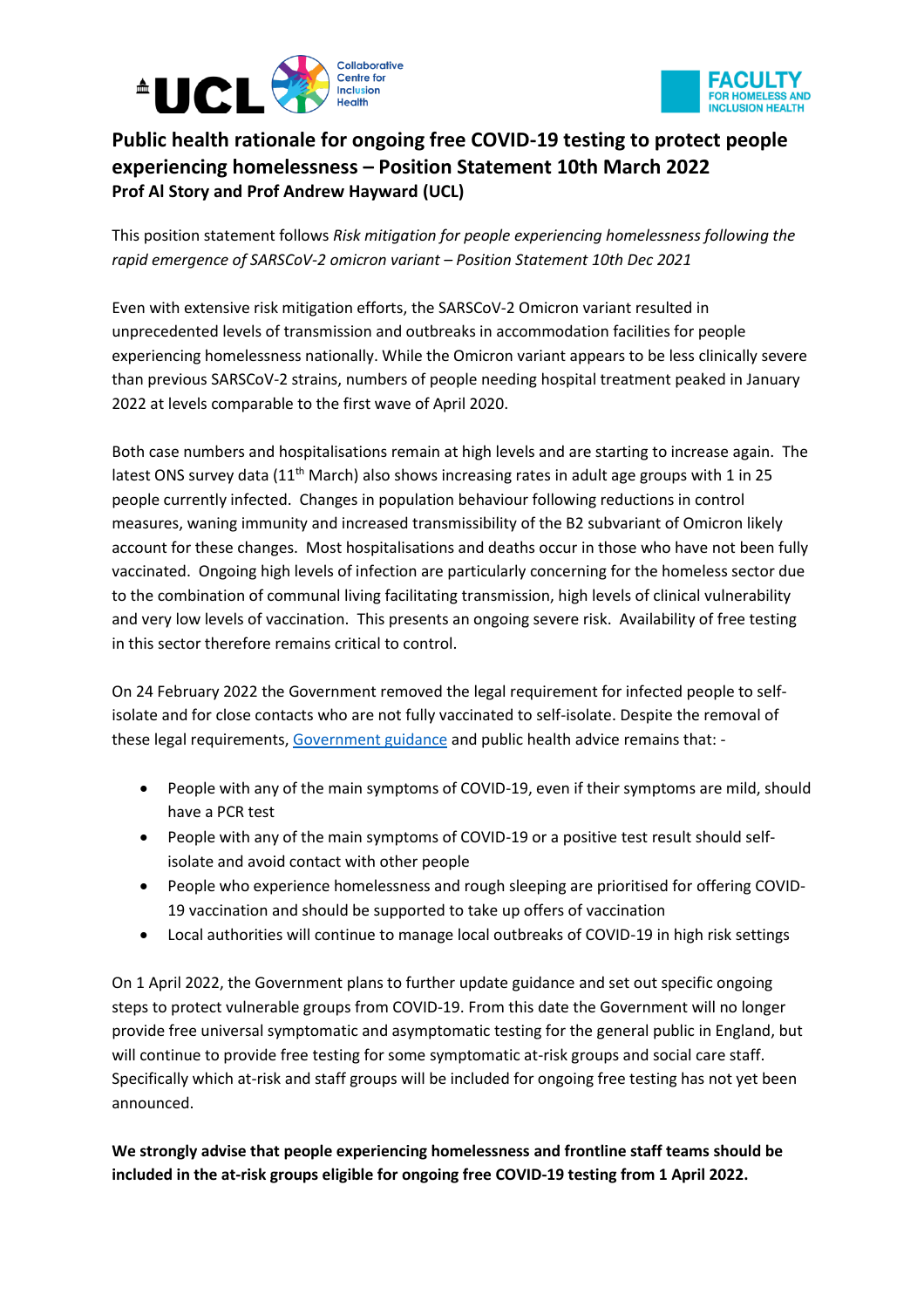# Public health rationale for ongoing free COVID-19 testing to protect people experiencing homelessness – Position Statement 10th March 2022

**Prof Al Story and Prof Andrew Hayward (UCL)**

This position statement follows *Risk mitigation for people experiencing homelessness following the rapid emergence of SARSCoV-2 omicron variant – Position Statement 10th Dec 2021*

Even with extensive risk mitigation efforts, the SARSCoV-2 Omicron variant resulted in unprecedented levels of transmission and outbreaks in accommodation facilities for people experiencing homelessness nationally. While the Omicron variant appears to be less clinically severe than previous SARSCoV-2 strains, numbers of people needing hospital treatment peaked in January 2022 at levels comparable to the first wave of April 2020.

Both case numbers and hospitalisations remain at high levels and are starting to increase again. The latest ONS survey data (11th March) also shows increasing rates in adult age groups with 1 in 25 people currently infected. Changes in population behaviour following reductions in control measures, waning immunity and increased transmissibility of the B2 subvariant of Omicron likely account for these changes. Most hospitalisations and deaths occur in those who have not been fully vaccinated. Ongoing high levels of infection are particularly concerning for the homeless sector due to the combination of communal living facilitating transmission, high levels of clinical vulnerability and very low levels of vaccination. This presents an ongoing severe risk. Availability of free testing in this sector therefore remains critical to control.

On 24 February 2022 the Government removed the legal requirement for infected people to self-isolate and for close contacts who are not fully vaccinated to self-isolate. Despite the removal of these legal requirements, Government guidance and public health advice remains that: -

- People with any of the main symptoms of COVID-19, even if their symptoms are mild, should have a PCR test
- People with any of the main symptoms of COVID-19 or a positive test result should self-isolate and avoid contact with other people
- People who experience homelessness and rough sleeping are prioritised for offering COVID-19 vaccination and should be supported to take up offers of vaccination
- Local authorities will continue to manage local outbreaks of COVID-19 in high risk settings

On 1 April 2022, the Government plans to further update guidance and set out specific ongoing steps to protect vulnerable groups from COVID-19. From this date the Government will no longer provide free universal symptomatic and asymptomatic testing for the general public in England, but will continue to provide free testing for some symptomatic at-risk groups and social care staff. Specifically which at-risk and staff groups will be included for ongoing free testing has not yet been announced.

**We strongly advise that people experiencing homelessness and frontline staff teams should be included in the at-risk groups eligible for ongoing free COVID-19 testing from 1 April 2022.**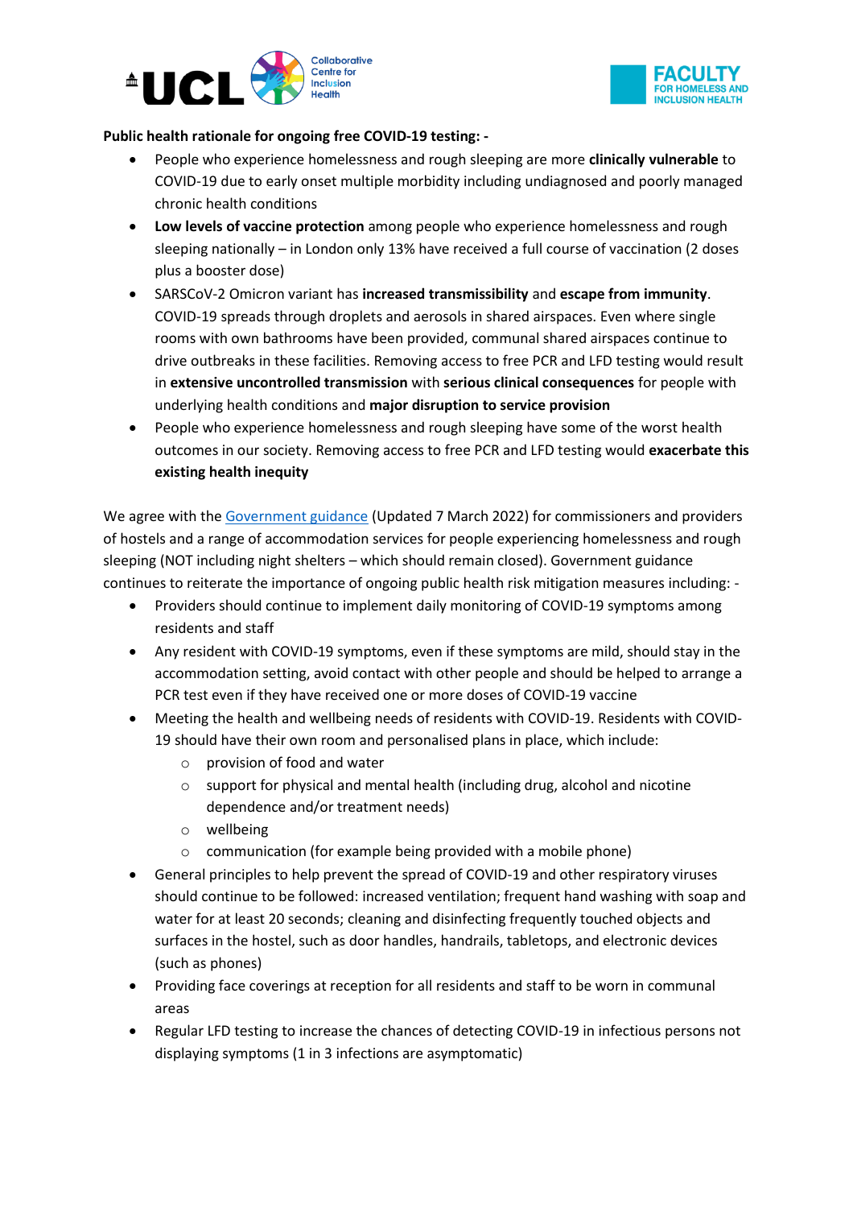**Public health rationale for ongoing free COVID-19 testing: -**

- People who experience homelessness and rough sleeping are more **clinically vulnerable** to COVID-19 due to early onset multiple morbidity including undiagnosed and poorly managed chronic health conditions
- **Low levels of vaccine protection** among people who experience homelessness and rough sleeping nationally – in London only 13% have received a full course of vaccination (2 doses plus a booster dose)
- SARSCoV-2 Omicron variant has **increased transmissibility** and **escape from immunity**. COVID-19 spreads through droplets and aerosols in shared airspaces. Even where single rooms with own bathrooms have been provided, communal shared airspaces continue to drive outbreaks in these facilities. Removing access to free PCR and LFD testing would result in **extensive uncontrolled transmission** with **serious clinical consequences** for people with underlying health conditions and **major disruption to service provision**
- People who experience homelessness and rough sleeping have some of the worst health outcomes in our society. Removing access to free PCR and LFD testing would **exacerbate this existing health inequity**

We agree with the Government guidance (Updated 7 March 2022) for commissioners and providers of hostels and a range of accommodation services for people experiencing homelessness and rough sleeping (NOT including night shelters – which should remain closed). Government guidance continues to reiterate the importance of ongoing public health risk mitigation measures including: -

- Providers should continue to implement daily monitoring of COVID-19 symptoms among residents and staff
- Any resident with COVID-19 symptoms, even if these symptoms are mild, should stay in the accommodation setting, avoid contact with other people and should be helped to arrange a PCR test even if they have received one or more doses of COVID-19 vaccine
- Meeting the health and wellbeing needs of residents with COVID-19. Residents with COVID-19 should have their own room and personalised plans in place, which include:
  - provision of food and water
  - support for physical and mental health (including drug, alcohol and nicotine dependence and/or treatment needs)
  - wellbeing
  - communication (for example being provided with a mobile phone)
- General principles to help prevent the spread of COVID-19 and other respiratory viruses should continue to be followed: increased ventilation; frequent hand washing with soap and water for at least 20 seconds; cleaning and disinfecting frequently touched objects and surfaces in the hostel, such as door handles, handrails, tabletops, and electronic devices (such as phones)
- Providing face coverings at reception for all residents and staff to be worn in communal areas
- Regular LFD testing to increase the chances of detecting COVID-19 in infectious persons not displaying symptoms (1 in 3 infections are asymptomatic)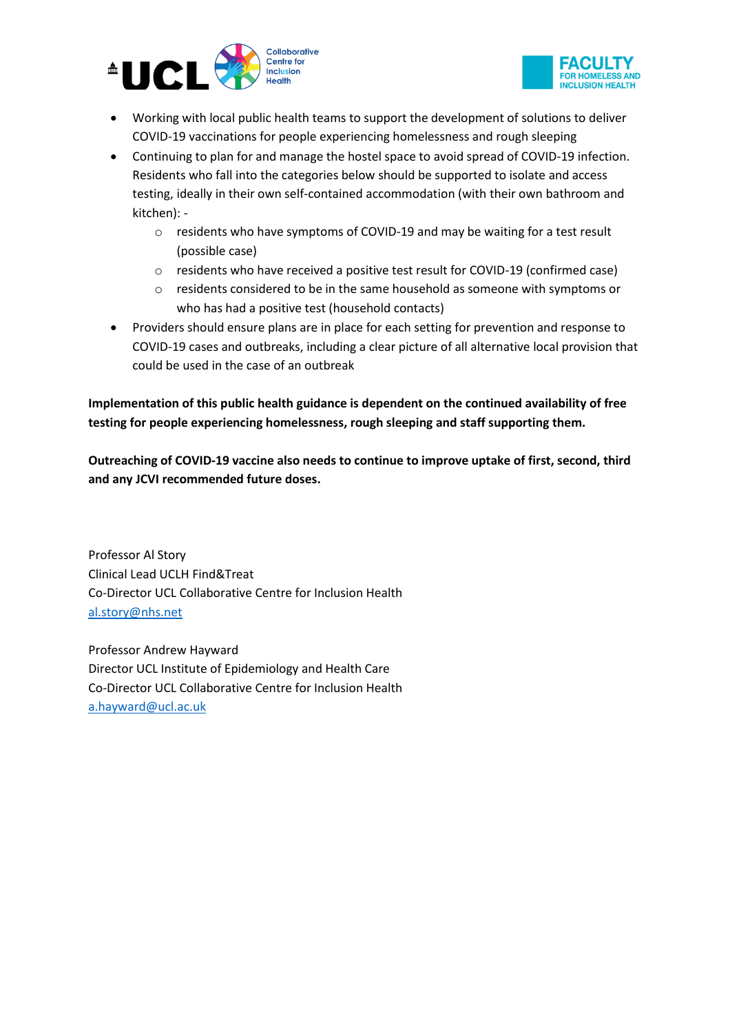- Working with local public health teams to support the development of solutions to deliver COVID-19 vaccinations for people experiencing homelessness and rough sleeping
- Continuing to plan for and manage the hostel space to avoid spread of COVID-19 infection. Residents who fall into the categories below should be supported to isolate and access testing, ideally in their own self-contained accommodation (with their own bathroom and kitchen): -
    - residents who have symptoms of COVID-19 and may be waiting for a test result (possible case)
    - residents who have received a positive test result for COVID-19 (confirmed case)
    - residents considered to be in the same household as someone with symptoms or who has had a positive test (household contacts)
- Providers should ensure plans are in place for each setting for prevention and response to COVID-19 cases and outbreaks, including a clear picture of all alternative local provision that could be used in the case of an outbreak

**Implementation of this public health guidance is dependent on the continued availability of free testing for people experiencing homelessness, rough sleeping and staff supporting them.**

**Outreaching of COVID-19 vaccine also needs to continue to improve uptake of first, second, third and any JCVI recommended future doses.**

Professor Al Story
Clinical Lead UCLH Find&Treat
Co-Director UCL Collaborative Centre for Inclusion Health
al.story@nhs.net

Professor Andrew Hayward
Director UCL Institute of Epidemiology and Health Care
Co-Director UCL Collaborative Centre for Inclusion Health
a.hayward@ucl.ac.uk